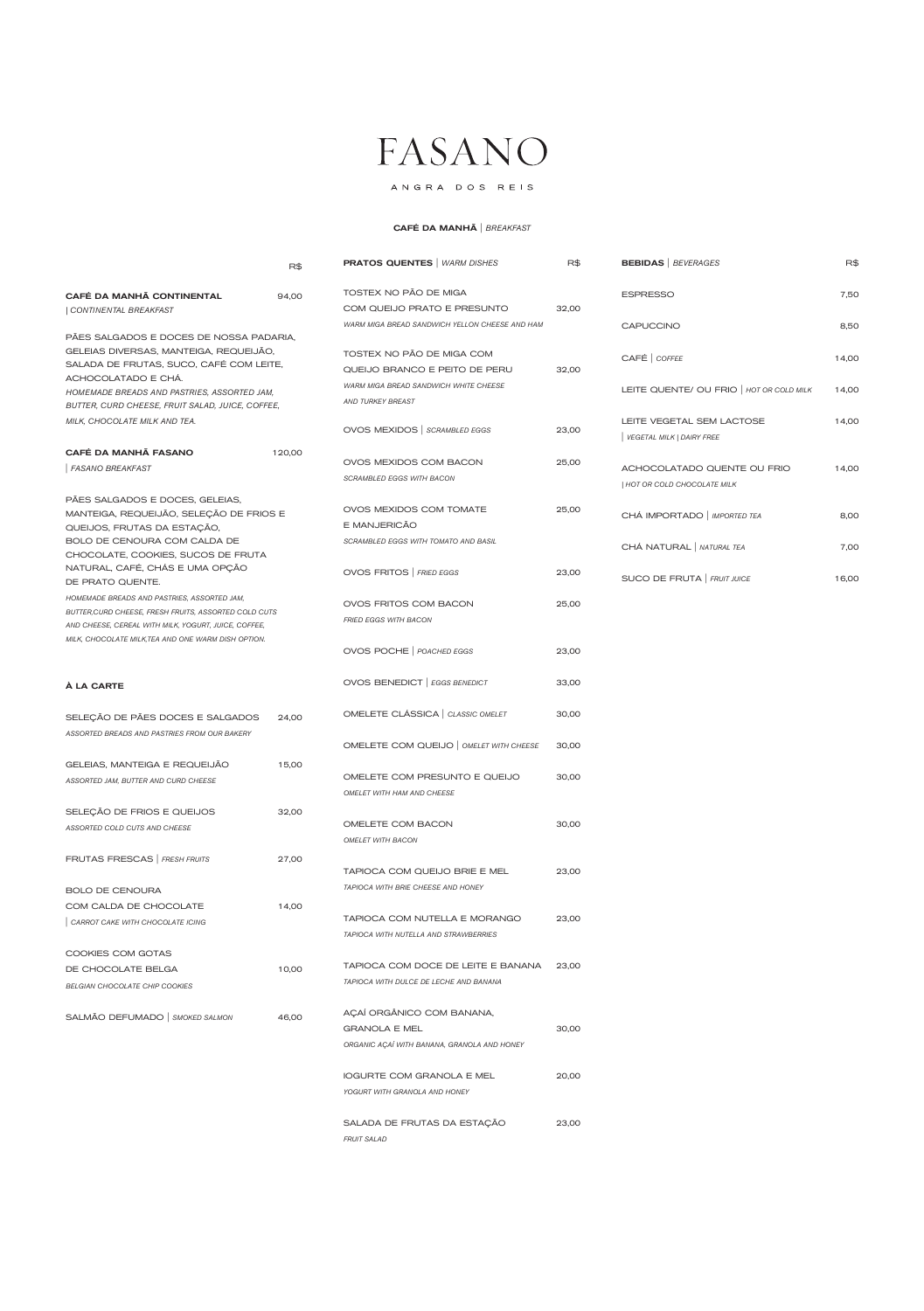# FASANO

ANGRA DOS REIS

## CAFÉ DA MANHÃ | *BREAKFAST*

| | R$ |
|---|---|
| **CAFÉ DA MANHÃ CONTINENTAL** <br> *\| CONTINENTAL BREAKFAST* | 94,00 |

PÃES SALGADOS E DOCES DE NOSSA PADARIA, GELEIAS DIVERSAS, MANTEIGA, REQUEIJÃO, SALADA DE FRUTAS, SUCO, CAFÉ COM LEITE, ACHOCOLATADO E CHÁ.

*HOMEMADE BREADS AND PASTRIES, ASSORTED JAM, BUTTER, CURD CHEESE, FRUIT SALAD, JUICE, COFFEE, MILK, CHOCOLATE MILK AND TEA.*

| | R$ |
|---|---|
| **CAFÉ DA MANHÃ FASANO** <br> *\| FASANO BREAKFAST* | 120,00 |

PÃES SALGADOS E DOCES, GELEIAS, MANTEIGA, REQUEIJÃO, SELEÇÃO DE FRIOS E QUEIJOS, FRUTAS DA ESTAÇÃO, BOLO DE CENOURA COM CALDA DE CHOCOLATE, COOKIES, SUCOS DE FRUTA NATURAL, CAFÉ, CHÁS E UMA OPÇÃO DE PRATO QUENTE.

*HOMEMADE BREADS AND PASTRIES, ASSORTED JAM, BUTTER,CURD CHEESE, FRESH FRUITS, ASSORTED COLD CUTS AND CHEESE, CEREAL WITH MILK, YOGURT, JUICE, COFFEE, MILK, CHOCOLATE MILK,TEA AND ONE WARM DISH OPTION.*

### À LA CARTE

| | R$ |
|---|---|
| SELEÇÃO DE PÃES DOCES E SALGADOS <br> *ASSORTED BREADS AND PASTRIES FROM OUR BAKERY* | 24,00 |
| GELEIAS, MANTEIGA E REQUEIJÃO <br> *ASSORTED JAM, BUTTER AND CURD CHEESE* | 15,00 |
| SELEÇÃO DE FRIOS E QUEIJOS <br> *ASSORTED COLD CUTS AND CHEESE* | 32,00 |
| FRUTAS FRESCAS \| *FRESH FRUITS* | 27,00 |
| BOLO DE CENOURA COM CALDA DE CHOCOLATE <br> *\| CARROT CAKE WITH CHOCOLATE ICING* | 14,00 |
| COOKIES COM GOTAS DE CHOCOLATE BELGA <br> *BELGIAN CHOCOLATE CHIP COOKIES* | 10,00 |
| SALMÃO DEFUMADO \| *SMOKED SALMON* | 46,00 |

### PRATOS QUENTES | *WARM DISHES*

| | R$ |
|---|---|
| TOSTEX NO PÃO DE MIGA COM QUEIJO PRATO E PRESUNTO <br> *WARM MIGA BREAD SANDWICH YELLON CHEESE AND HAM* | 32,00 |
| TOSTEX NO PÃO DE MIGA COM QUEIJO BRANCO E PEITO DE PERU <br> *WARM MIGA BREAD SANDWICH WHITE CHEESE AND TURKEY BREAST* | 32,00 |
| OVOS MEXIDOS \| *SCRAMBLED EGGS* | 23,00 |
| OVOS MEXIDOS COM BACON <br> *SCRAMBLED EGGS WITH BACON* | 25,00 |
| OVOS MEXIDOS COM TOMATE E MANJERICÃO <br> *SCRAMBLED EGGS WITH TOMATO AND BASIL* | 25,00 |
| OVOS FRITOS \| *FRIED EGGS* | 23,00 |
| OVOS FRITOS COM BACON <br> *FRIED EGGS WITH BACON* | 25,00 |
| OVOS POCHE \| *POACHED EGGS* | 23,00 |
| OVOS BENEDICT \| *EGGS BENEDICT* | 33,00 |
| OMELETE CLÁSSICA \| *CLASSIC OMELET* | 30,00 |
| OMELETE COM QUEIJO \| *OMELET WITH CHEESE* | 30,00 |
| OMELETE COM PRESUNTO E QUEIJO <br> *OMELET WITH HAM AND CHEESE* | 30,00 |
| OMELETE COM BACON <br> *OMELET WITH BACON* | 30,00 |
| TAPIOCA COM QUEIJO BRIE E MEL <br> *TAPIOCA WITH BRIE CHEESE AND HONEY* | 23,00 |
| TAPIOCA COM NUTELLA E MORANGO <br> *TAPIOCA WITH NUTELLA AND STRAWBERRIES* | 23,00 |
| TAPIOCA COM DOCE DE LEITE E BANANA <br> *TAPIOCA WITH DULCE DE LECHE AND BANANA* | 23,00 |
| AÇAÍ ORGÂNICO COM BANANA, GRANOLA E MEL <br> *ORGANIC AÇAÍ WITH BANANA, GRANOLA AND HONEY* | 30,00 |
| IOGURTE COM GRANOLA E MEL <br> *YOGURT WITH GRANOLA AND HONEY* | 20,00 |
| SALADA DE FRUTAS DA ESTAÇÃO <br> *FRUIT SALAD* | 23,00 |

### BEBIDAS | *BEVERAGES*

| | R$ |
|---|---|
| ESPRESSO | 7,50 |
| CAPUCCINO | 8,50 |
| CAFÉ \| *COFFEE* | 14,00 |
| LEITE QUENTE/ OU FRIO \| *HOT OR COLD MILK* | 14,00 |
| LEITE VEGETAL SEM LACTOSE <br> *\| VEGETAL MILK \| DAIRY FREE* | 14,00 |
| ACHOCOLATADO QUENTE OU FRIO <br> *\| HOT OR COLD CHOCOLATE MILK* | 14,00 |
| CHÁ IMPORTADO \| *IMPORTED TEA* | 8,00 |
| CHÁ NATURAL \| *NATURAL TEA* | 7,00 |
| SUCO DE FRUTA \| *FRUIT JUICE* | 16,00 |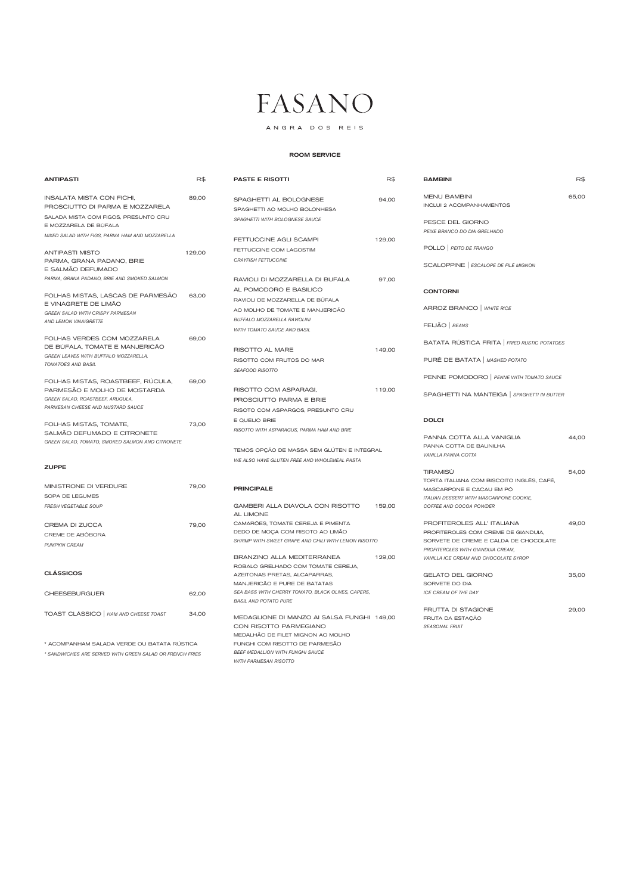# FASANO

ANGRA DOS REIS

## ROOM SERVICE

### ANTIPASTI — R$

**INSALATA MISTA CON FICHI, PROSCIUTTO DI PARMA E MOZZARELA** — 89,00
SALADA MISTA COM FIGOS, PRESUNTO CRU E MOZZARELA DE BÚFALA
*MIXED SALAD WITH FIGS, PARMA HAM AND MOZZARELLA*

**ANTIPASTI MISTO** — 129,00
**PARMA, GRANA PADANO, BRIE E SALMÃO DEFUMADO**
*PARMA, GRANA PADANO, BRIE AND SMOKED SALMON*

**FOLHAS MISTAS, LASCAS DE PARMESÃO E VINAGRETE DE LIMÃO** — 63,00
*GREEN SALAD WITH CRISPY PARMESAN AND LEMON VINAIGRETTE*

**FOLHAS VERDES COM MOZZARELA DE BÚFALA, TOMATE E MANJERICÃO** — 69,00
*GREEN LEAVES WITH BUFFALO MOZZARELLA, TOMATOES AND BASIL*

**FOLHAS MISTAS, ROASTBEEF, RÚCULA, PARMESÃO E MOLHO DE MOSTARDA** — 69,00
*GREEN SALAD, ROASTBEEF, ARUGULA, PARMESAN CHEESE AND MUSTARD SAUCE*

**FOLHAS MISTAS, TOMATE, SALMÃO DEFUMADO E CITRONETE** — 73,00
*GREEN SALAD, TOMATO, SMOKED SALMON AND CITRONETE*

### ZUPPE

**MINISTRONE DI VERDURE** — 79,00
SOPA DE LEGUMES
*FRESH VEGETABLE SOUP*

**CREMA DI ZUCCA** — 79,00
CREME DE ABÓBORA
*PUMPKIN CREAM*

### CLÁSSICOS

**CHEESEBURGUER** — 62,00

**TOAST CLÁSSICO** | *HAM AND CHEESE TOAST* — 34,00

\* ACOMPANHAM SALADA VERDE OU BATATA RÚSTICA
*\* SANDWICHES ARE SERVED WITH GREEN SALAD OR FRENCH FRIES*

### PASTE E RISOTTI — R$

**SPAGHETTI AL BOLOGNESE** — 94,00
SPAGHETTI AO MOLHO BOLONHESA
*SPAGHETTI WITH BOLOGNESE SAUCE*

**FETTUCCINE AGLI SCAMPI** — 129,00
FETTUCCINE COM LAGOSTIM
*CRAYFISH FETTUCCINE*

**RAVIOLI DI MOZZARELLA DI BUFALA AL POMODORO E BASILICO** — 97,00
RAVIOLI DE MOZZARELLA DE BÚFALA AO MOLHO DE TOMATE E MANJERICÃO
*BUFFALO MOZZARELLA RAVIOLINI WITH TOMATO SAUCE AND BASIL*

**RISOTTO AL MARE** — 149,00
RISOTTO COM FRUTOS DO MAR
*SEAFOOD RISOTTO*

**RISOTTO COM ASPARAGI, PROSCIUTTO PARMA E BRIE** — 119,00
RISOTO COM ASPARGOS, PRESUNTO CRU E QUEIJO BRIE
*RISOTTO WITH ASPARAGUS, PARMA HAM AND BRIE*

TEMOS OPÇÃO DE MASSA SEM GLÚTEN E INTEGRAL
*WE ALSO HAVE GLUTEN FREE AND WHOLEMEAL PASTA*

### PRINCIPALE

**GAMBERI ALLA DIAVOLA CON RISOTTO AL LIMONE** — 159,00
CAMARÕES, TOMATE CEREJA E PIMENTA DEDO DE MOÇA COM RISOTO AO LIMÃO
*SHRIMP WITH SWEET GRAPE AND CHILI WITH LEMON RISOTTO*

**BRANZINO ALLA MEDITERRANEA** — 129,00
ROBALO GRELHADO COM TOMATE CEREJA, AZEITONAS PRETAS, ALCAPARRAS, MANJERICÃO E PURE DE BATATAS
*SEA BASS WITH CHERRY TOMATO, BLACK OLIVES, CAPERS, BASIL AND POTATO PURE*

**MEDAGLIONE DI MANZO AI SALSA FUNGHI CON RISOTTO PARMEGIANO** — 149,00
MEDALHÃO DE FILET MIGNON AO MOLHO FUNGHI COM RISOTTO DE PARMESÃO
*BEEF MEDALLION WITH FUNGHI SAUCE WITH PARMESAN RISOTTO*

### BAMBINI — R$

**MENU BAMBINI** — 65,00
INCLUI 2 ACOMPANHAMENTOS

PESCE DEL GIORNO
*PEIXE BRANCO DO DIA GRELHADO*

POLLO | *PEITO DE FRANGO*

SCALOPPINE | *ESCALOPE DE FILÉ MIGNON*

### CONTORNI

ARROZ BRANCO | *WHITE RICE*

FEIJÃO | *BEANS*

BATATA RÚSTICA FRITA | *FRIED RUSTIC POTATOES*

PURÊ DE BATATA | *MASHED POTATO*

PENNE POMODORO | *PENNE WITH TOMATO SAUCE*

SPAGHETTI NA MANTEIGA | *SPAGHETTI IN BUTTER*

### DOLCI

**PANNA COTTA ALLA VANIGLIA** — 44,00
PANNA COTTA DE BAUNILHA
*VANILLA PANNA COTTA*

**TIRAMISÙ** — 54,00
TORTA ITALIANA COM BISCOITO INGLÊS, CAFÉ, MASCARPONE E CACAU EM PÓ
*ITALIAN DESSERT WITH MASCARPONE COOKIE, COFFEE AND COCOA POWDER*

**PROFITEROLES ALL' ITALIANA** — 49,00
PROFITEROLES COM CREME DE GIANDUIA, SORVETE DE CREME E CALDA DE CHOCOLATE
*PROFITEROLES WITH GIANDUIA CREAM, VANILLA ICE CREAM AND CHOCOLATE SYROP*

**GELATO DEL GIORNO** — 35,00
SORVETE DO DIA
*ICE CREAM OF THE DAY*

**FRUTTA DI STAGIONE** — 29,00
FRUTA DA ESTAÇÃO
*SEASONAL FRUIT*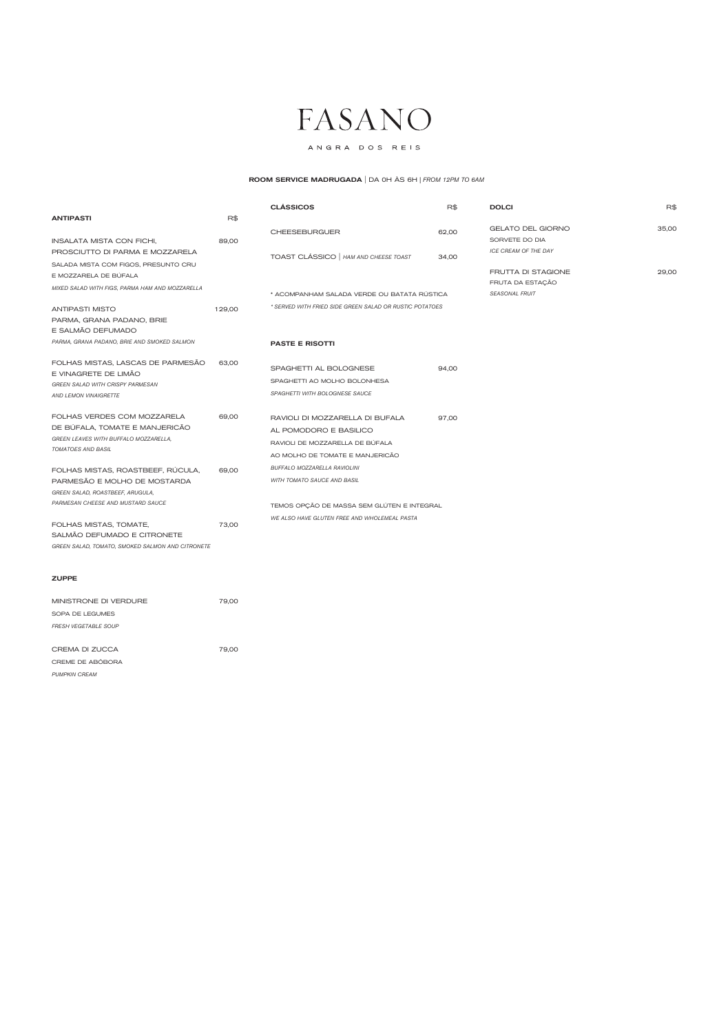# FASANO

ANGRA DOS REIS

**ROOM SERVICE MADRUGADA** | DA 0H ÀS 6H | *FROM 12PM TO 6AM*

## ANTIPASTI

R$

INSALATA MISTA CON FICHI, PROSCIUTTO DI PARMA E MOZZARELA — 89,00
SALADA MISTA COM FIGOS, PRESUNTO CRU E MOZZARELA DE BÚFALA
*MIXED SALAD WITH FIGS, PARMA HAM AND MOZZARELLA*

ANTIPASTI MISTO — 129,00
PARMA, GRANA PADANO, BRIE E SALMÃO DEFUMADO
*PARMA, GRANA PADANO, BRIE AND SMOKED SALMON*

FOLHAS MISTAS, LASCAS DE PARMESÃO E VINAGRETE DE LIMÃO — 63,00
*GREEN SALAD WITH CRISPY PARMESAN AND LEMON VINAIGRETTE*

FOLHAS VERDES COM MOZZARELA DE BÚFALA, TOMATE E MANJERICÃO — 69,00
*GREEN LEAVES WITH BUFFALO MOZZARELLA, TOMATOES AND BASIL*

FOLHAS MISTAS, ROASTBEEF, RÚCULA, PARMESÃO E MOLHO DE MOSTARDA — 69,00
*GREEN SALAD, ROASTBEEF, ARUGULA, PARMESAN CHEESE AND MUSTARD SAUCE*

FOLHAS MISTAS, TOMATE, SALMÃO DEFUMADO E CITRONETE — 73,00
*GREEN SALAD, TOMATO, SMOKED SALMON AND CITRONETE*

## ZUPPE

MINISTRONE DI VERDURE — 79,00
SOPA DE LEGUMES
*FRESH VEGETABLE SOUP*

CREMA DI ZUCCA — 79,00
CREME DE ABÓBORA
*PUMPKIN CREAM*

## CLÁSSICOS

R$

CHEESEBURGUER — 62,00

TOAST CLÁSSICO | *HAM AND CHEESE TOAST* — 34,00

\* ACOMPANHAM SALADA VERDE OU BATATA RÚSTICA
*\* SERVED WITH FRIED SIDE GREEN SALAD OR RUSTIC POTATOES*

## PASTE E RISOTTI

SPAGHETTI AL BOLOGNESE — 94,00
SPAGHETTI AO MOLHO BOLONHESA
*SPAGHETTI WITH BOLOGNESE SAUCE*

RAVIOLI DI MOZZARELLA DI BUFALA AL POMODORO E BASILICO — 97,00
RAVIOLI DE MOZZARELA DE BÚFALA AO MOLHO DE TOMATE E MANJERICÃO
*BUFFALO MOZZARELLA RAVIOLINI WITH TOMATO SAUCE AND BASIL*

TEMOS OPÇÃO DE MASSA SEM GLÚTEN E INTEGRAL
*WE ALSO HAVE GLUTEN FREE AND WHOLEMEAL PASTA*

## DOLCI

R$

GELATO DEL GIORNO — 35,00
SORVETE DO DIA
*ICE CREAM OF THE DAY*

FRUTTA DI STAGIONE — 29,00
FRUTA DA ESTAÇÃO
*SEASONAL FRUIT*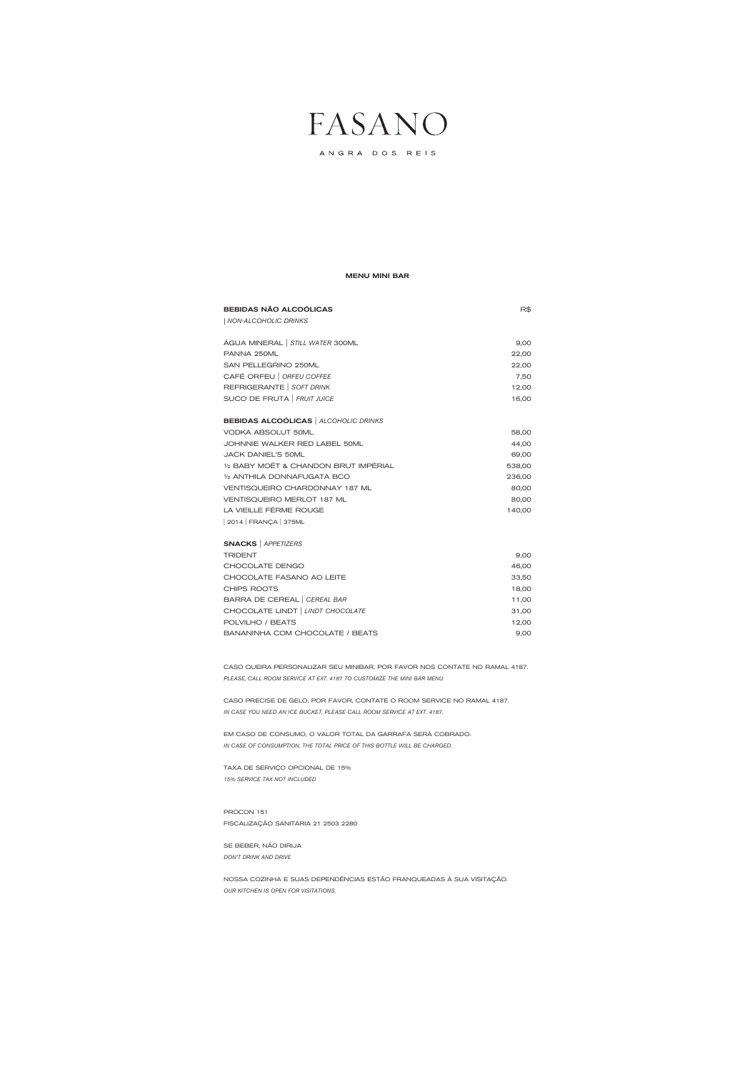# FASANO

ANGRA DOS REIS

## MENU MINI BAR

| **BEBIDAS NÃO ALCOÓLICAS** \| *NON-ALCOHOLIC DRINKS* | R$ |
|---|---|
| ÁGUA MINERAL \| *STILL WATER* 300ML | 9,00 |
| PANNA 250ML | 22,00 |
| SAN PELLEGRINO 250ML | 22,00 |
| CAFÉ ORFEU \| *ORFEU COFFEE* | 7,50 |
| REFRIGERANTE \| *SOFT DRINK* | 12,00 |
| SUCO DE FRUTA \| *FRUIT JUICE* | 16,00 |
| **BEBIDAS ALCOÓLICAS** \| *ALCOHOLIC DRINKS* | |
| VODKA ABSOLUT 50ML | 58,00 |
| JOHNNIE WALKER RED LABEL 50ML | 44,00 |
| JACK DANIEL'S 50ML | 69,00 |
| ½ BABY MOËT & CHANDON BRUT IMPÉRIAL | 538,00 |
| ½ ANTHILA DONNAFUGATA BCO | 236,00 |
| VENTISQUEIRO CHARDONNAY 187 ML | 80,00 |
| VENTISQUEIRO MERLOT 187 ML | 80,00 |
| LA VIEILLE FÉRME ROUGE \| 2014 \| FRANÇA \| 375ML | 140,00 |
| **SNACKS** \| *APPETIZERS* | |
| TRIDENT | 9,00 |
| CHOCOLATE DENGO | 46,00 |
| CHOCOLATE FASANO AO LEITE | 33,50 |
| CHIPS ROOTS | 18,00 |
| BARRA DE CEREAL \| *CEREAL BAR* | 11,00 |
| CHOCOLATE LINDT \| *LINDT CHOCOLATE* | 31,00 |
| POLVILHO / BEATS | 12,00 |
| BANANINHA COM CHOCOLATE / BEATS | 9,00 |

CASO QUEIRA PERSONALIZAR SEU MINIBAR, POR FAVOR NOS CONTATE NO RAMAL 4187.
*PLEASE, CALL ROOM SERVICE AT EXT. 4187 TO CUSTOMIZE THE MINI BAR MENU.*

CASO PRECISE DE GELO, POR FAVOR, CONTATE O ROOM SERVICE NO RAMAL 4187.
*IN CASE YOU NEED AN ICE BUCKET, PLEASE CALL ROOM SERVICE AT EXT. 4187.*

EM CASO DE CONSUMO, O VALOR TOTAL DA GARRAFA SERÁ COBRADO.
*IN CASE OF CONSUMPTION, THE TOTAL PRICE OF THIS BOTTLE WILL BE CHARGED.*

TAXA DE SERVIÇO OPCIONAL DE 15%
*15% SERVICE TAX NOT INCLUDED*

PROCON 151
FISCALIZAÇÃO SANITÁRIA 21 2503 2280

SE BEBER, NÃO DIRIJA
*DON'T DRINK AND DRIVE*

NOSSA COZINHA E SUAS DEPENDÊNCIAS ESTÃO FRANQUEADAS À SUA VISITAÇÃO.
*OUR KITCHEN IS OPEN FOR VISITATIONS.*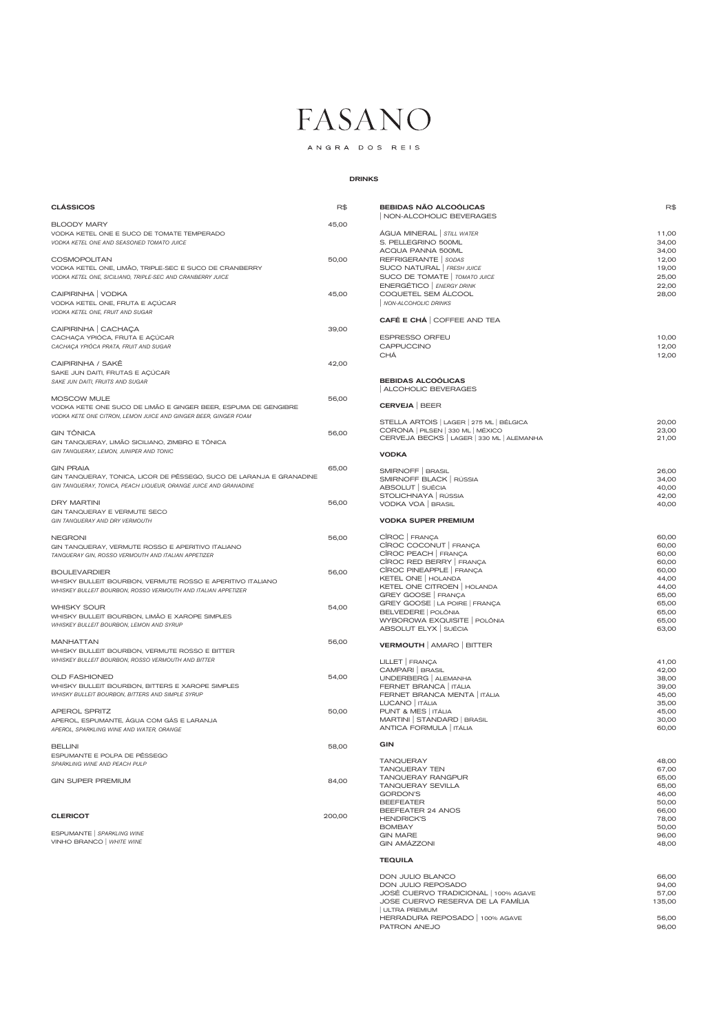# FASANO

ANGRA DOS REIS

## DRINKS

### CLÁSSICOS

R$

**BLOODY MARY** — 45,00
VODKA KETEL ONE E SUCO DE TOMATE TEMPERADO
*VODKA KETEL ONE AND SEASONED TOMATO JUICE*

**COSMOPOLITAN** — 50,00
VODKA KETEL ONE, LIMÃO, TRIPLE-SEC E SUCO DE CRANBERRY
*VODKA KETEL ONE, SICILIANO, TRIPLE-SEC AND CRANBERRY JUICE*

**CAIPIRINHA | VODKA** — 45,00
VODKA KETEL ONE, FRUTA E AÇÚCAR
*VODKA KETEL ONE, FRUIT AND SUGAR*

**CAIPIRINHA | CACHAÇA** — 39,00
CACHAÇA YPIÓCA, FRUTA E AÇÚCAR
*CACHAÇA YPIÓCA PRATA, FRUIT AND SUGAR*

**CAIPIRINHA / SAKÊ** — 42,00
SAKE JUN DAITI, FRUTAS E AÇÚCAR
*SAKE JUN DAITI, FRUITS AND SUGAR*

**MOSCOW MULE** — 56,00
VODKA KETE ONE SUCO DE LIMÃO E GINGER BEER, ESPUMA DE GENGIBRE
*VODKA KETE ONE CITRON, LEMON JUICE AND GINGER BEER, GINGER FOAM*

**GIN TÔNICA** — 56,00
GIN TANQUERAY, LIMÃO SICILIANO, ZIMBRO E TÔNICA
*GIN TANQUERAY, LEMON, JUNIPER AND TONIC*

**GIN PRAIA** — 65,00
GIN TANQUERAY, TONICA, LICOR DE PÊSSEGO, SUCO DE LARANJA E GRANADINE
*GIN TANQUERAY, TONICA, PEACH LIQUEUR, ORANGE JUICE AND GRANADINE*

**DRY MARTINI** — 56,00
GIN TANQUERAY E VERMUTE SECO
*GIN TANQUERAY AND DRY VERMOUTH*

**NEGRONI** — 56,00
GIN TANQUERAY, VERMUTE ROSSO E APERITIVO ITALIANO
*TANQUERAY GIN, ROSSO VERMOUTH AND ITALIAN APPETIZER*

**BOULEVARDIER** — 56,00
WHISKY BULLEIT BOURBON, VERMUTE ROSSO E APERITIVO ITALIANO
*WHISKEY BULLEIT BOURBON, ROSSO VERMOUTH AND ITALIAN APPETIZER*

**WHISKY SOUR** — 54,00
WHISKY BULLEIT BOURBON, LIMÃO E XAROPE SIMPLES
*WHISKEY BULLEIT BOURBON, LEMON AND SYRUP*

**MANHATTAN** — 56,00
WHISKY BULLEIT BOURBON, VERMUTE ROSSO E BITTER
*WHISKEY BULLEIT BOURBON, ROSSO VERMOUTH AND BITTER*

**OLD FASHIONED** — 54,00
WHISKY BULLEIT BOURBON, BITTERS E XAROPE SIMPLES
*WHISKY BULLEIT BOURBON, BITTERS AND SIMPLE SYRUP*

**APEROL SPRITZ** — 50,00
APEROL, ESPUMANTE, ÁGUA COM GÁS E LARANJA
*APEROL, SPARKLING WINE AND WATER, ORANGE*

**BELLINI** — 58,00
ESPUMANTE E POLPA DE PÊSSEGO
*SPARKLING WINE AND PEACH PULP*

**GIN SUPER PREMIUM** — 84,00

### CLERICOT — 200,00

ESPUMANTE | *SPARKLING WINE*
VINHO BRANCO | *WHITE WINE*

### BEBIDAS NÃO ALCOÓLICAS | NON-ALCOHOLIC BEVERAGES

| Item | R$ |
|---|---|
| ÁGUA MINERAL \| *STILL WATER* | 11,00 |
| S. PELLEGRINO 500ML | 34,00 |
| ACQUA PANNA 500ML | 34,00 |
| REFRIGERANTE \| *SODAS* | 12,00 |
| SUCO NATURAL \| *FRESH JUICE* | 19,00 |
| SUCO DE TOMATE \| *TOMATO JUICE* | 25,00 |
| ENERGÉTICO \| *ENERGY DRINK* | 22,00 |
| COQUETEL SEM ÁLCOOL \| *NON-ALCOHOLIC DRINKS* | 28,00 |

### CAFÉ E CHÁ | COFFEE AND TEA

| Item | R$ |
|---|---|
| ESPRESSO ORFEU | 10,00 |
| CAPPUCCINO | 12,00 |
| CHÁ | 12,00 |

### BEBIDAS ALCOÓLICAS | ALCOHOLIC BEVERAGES

#### CERVEJA | BEER

| Item | R$ |
|---|---|
| STELLA ARTOIS \| LAGER \| 275 ML \| BÉLGICA | 20,00 |
| CORONA \| PILSEN \| 330 ML \| MÉXICO | 23,00 |
| CERVEJA BECKS \| LAGER \| 330 ML \| ALEMANHA | 21,00 |

#### VODKA

| Item | R$ |
|---|---|
| SMIRNOFF \| BRASIL | 26,00 |
| SMIRNOFF BLACK \| RÚSSIA | 34,00 |
| ABSOLUT \| SUÉCIA | 40,00 |
| STOLICHNAYA \| RÚSSIA | 42,00 |
| VODKA VOA \| BRASIL | 40,00 |

#### VODKA SUPER PREMIUM

| Item | R$ |
|---|---|
| CÎROC \| FRANÇA | 60,00 |
| CÎROC COCONUT \| FRANÇA | 60,00 |
| CÎROC PEACH \| FRANÇA | 60,00 |
| CÎROC RED BERRY \| FRANÇA | 60,00 |
| CÎROC PINEAPPLE \| FRANÇA | 60,00 |
| KETEL ONE \| HOLANDA | 44,00 |
| KETEL ONE CITROEN \| HOLANDA | 44,00 |
| GREY GOOSE \| FRANÇA | 65,00 |
| GREY GOOSE \| LA POIRE \| FRANÇA | 65,00 |
| BELVEDERE \| POLÔNIA | 65,00 |
| WYBOROWA EXQUISITE \| POLÔNIA | 65,00 |
| ABSOLUT ELYX \| SUÉCIA | 63,00 |

#### VERMOUTH | AMARO | BITTER

| Item | R$ |
|---|---|
| LILLET \| FRANÇA | 41,00 |
| CAMPARI \| BRASIL | 42,00 |
| UNDERBERG \| ALEMANHA | 38,00 |
| FERNET BRANCA \| ITÁLIA | 39,00 |
| FERNET BRANCA MENTA \| ITÁLIA | 45,00 |
| LUCANO \| ITÁLIA | 35,00 |
| PUNT & MES \| ITÁLIA | 45,00 |
| MARTINI \| STANDARD \| BRASIL | 30,00 |
| ANTICA FORMULA \| ITÁLIA | 60,00 |

#### GIN

| Item | R$ |
|---|---|
| TANQUERAY | 48,00 |
| TANQUERAY TEN | 67,00 |
| TANQUERAY RANGPUR | 65,00 |
| TANQUERAY SEVILLA | 65,00 |
| GORDON'S | 46,00 |
| BEEFEATER | 50,00 |
| BEEFEATER 24 ANOS | 66,00 |
| HENDRICK'S | 78,00 |
| BOMBAY | 50,00 |
| GIN MARE | 96,00 |
| GIN AMÁZZONI | 48,00 |

#### TEQUILA

| Item | R$ |
|---|---|
| DON JULIO BLANCO | 66,00 |
| DON JULIO REPOSADO | 94,00 |
| JOSÉ CUERVO TRADICIONAL \| 100% AGAVE | 57,00 |
| JOSE CUERVO RESERVA DE LA FAMÍLIA \| ULTRA PREMIUM | 135,00 |
| HERRADURA REPOSADO \| 100% AGAVE | 56,00 |
| PATRON ANEJO | 96,00 |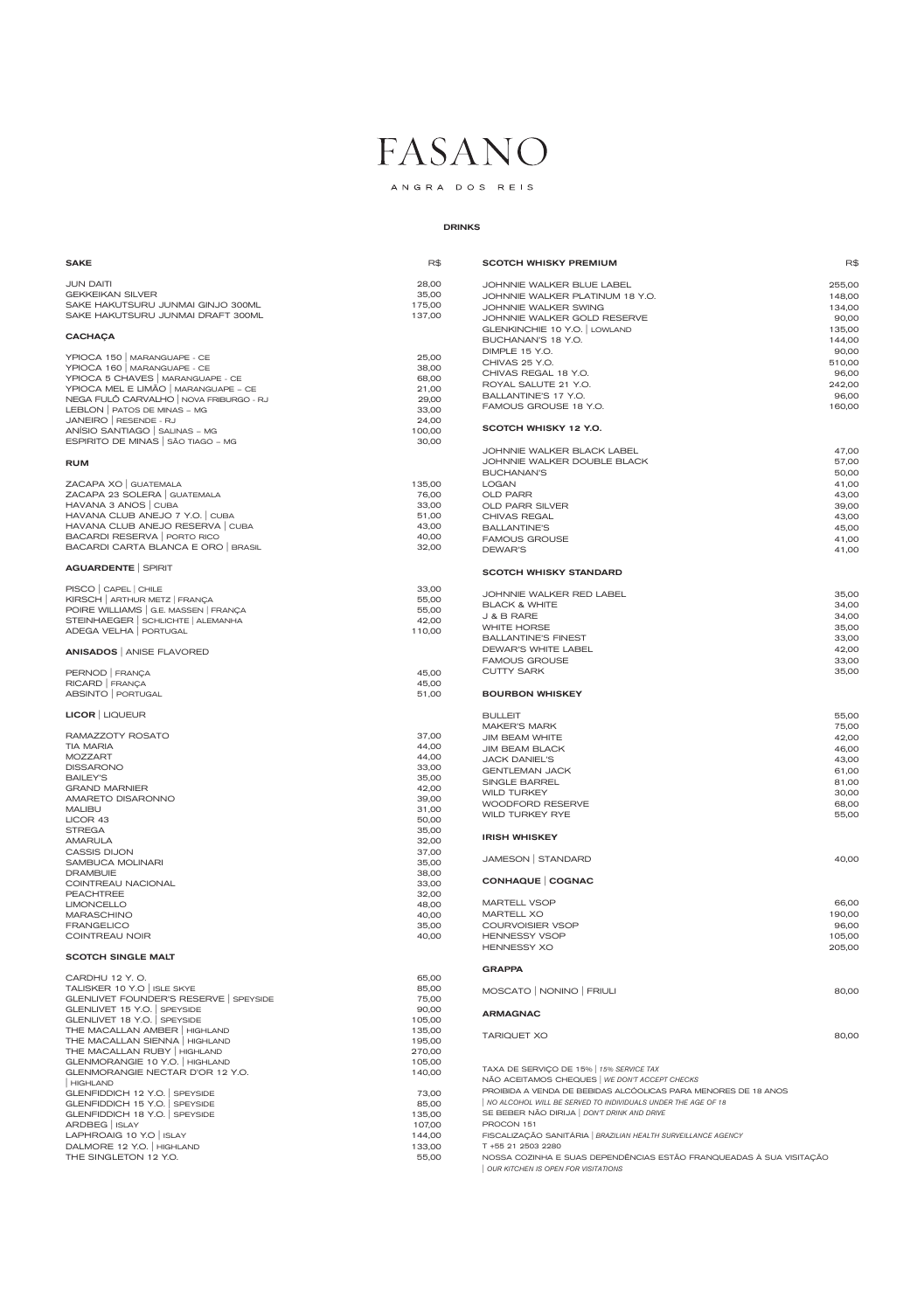# FASANO

ANGRA DOS REIS

## DRINKS

| SAKE | R$ |
|---|---|
| JUN DAITI | 28,00 |
| GEKKEIKAN SILVER | 35,00 |
| SAKE HAKUTSURU JUNMAI GINJO 300ML | 175,00 |
| SAKE HAKUTSURU JUNMAI DRAFT 300ML | 137,00 |

### CACHAÇA

| | |
|---|---|
| YPIOCA 150 \| MARANGUAPE - CE | 25,00 |
| YPIOCA 160 \| MARANGUAPE - CE | 38,00 |
| YPIOCA 5 CHAVES \| MARANGUAPE - CE | 68,00 |
| YPIOCA MEL E LIMÃO \| MARANGUAPE – CE | 21,00 |
| NEGA FULÔ CARVALHO \| NOVA FRIBURGO - RJ | 29,00 |
| LEBLON \| PATOS DE MINAS – MG | 33,00 |
| JANEIRO \| RESENDE - RJ | 24,00 |
| ANÍSIO SANTIAGO \| SALINAS – MG | 100,00 |
| ESPIRITO DE MINAS \| SÃO TIAGO – MG | 30,00 |

### RUM

| | |
|---|---|
| ZACAPA XO \| GUATEMALA | 135,00 |
| ZACAPA 23 SOLERA \| GUATEMALA | 76,00 |
| HAVANA 3 ANOS \| CUBA | 33,00 |
| HAVANA CLUB ANEJO 7 Y.O. \| CUBA | 51,00 |
| HAVANA CLUB ANEJO RESERVA \| CUBA | 43,00 |
| BACARDI RESERVA \| PORTO RICO | 40,00 |
| BACARDI CARTA BLANCA E ORO \| BRASIL | 32,00 |

### AGUARDENTE | SPIRIT

| | |
|---|---|
| PISCO \| CAPEL \| CHILE | 33,00 |
| KIRSCH \| ARTHUR METZ \| FRANÇA | 55,00 |
| POIRE WILLIAMS \| G.E. MASSEN \| FRANÇA | 55,00 |
| STEINHAEGER \| SCHLICHTE \| ALEMANHA | 42,00 |
| ADEGA VELHA \| PORTUGAL | 110,00 |

### ANISADOS | ANISE FLAVORED

| | |
|---|---|
| PERNOD \| FRANÇA | 45,00 |
| RICARD \| FRANÇA | 45,00 |
| ABSINTO \| PORTUGAL | 51,00 |

### LICOR | LIQUEUR

| | |
|---|---|
| RAMAZZOTY ROSATO | 37,00 |
| TIA MARIA | 44,00 |
| MOZZART | 44,00 |
| DISSARONO | 33,00 |
| BAILEY'S | 35,00 |
| GRAND MARNIER | 42,00 |
| AMARETO DISARONNO | 39,00 |
| MALIBU | 31,00 |
| LICOR 43 | 50,00 |
| STREGA | 35,00 |
| AMARULA | 32,00 |
| CASSIS DIJON | 37,00 |
| SAMBUCA MOLINARI | 35,00 |
| DRAMBUIE | 38,00 |
| COINTREAU NACIONAL | 33,00 |
| PEACHTREE | 32,00 |
| LIMONCELLO | 48,00 |
| MARASCHINO | 40,00 |
| FRANGELICO | 35,00 |
| COINTREAU NOIR | 40,00 |

### SCOTCH SINGLE MALT

| | |
|---|---|
| CARDHU 12 Y. O. | 65,00 |
| TALISKER 10 Y.O \| ISLE SKYE | 85,00 |
| GLENLIVET FOUNDER'S RESERVE \| SPEYSIDE | 75,00 |
| GLENLIVET 15 Y.O. \| SPEYSIDE | 90,00 |
| GLENLIVET 18 Y.O. \| SPEYSIDE | 105,00 |
| THE MACALLAN AMBER \| HIGHLAND | 135,00 |
| THE MACALLAN SIENNA \| HIGHLAND | 195,00 |
| THE MACALLAN RUBY \| HIGHLAND | 270,00 |
| GLENMORANGIE 10 Y.O. \| HIGHLAND | 105,00 |
| GLENMORANGIE NECTAR D'OR 12 Y.O. \| HIGHLAND | 140,00 |
| GLENFIDDICH 12 Y.O. \| SPEYSIDE | 73,00 |
| GLENFIDDICH 15 Y.O. \| SPEYSIDE | 85,00 |
| GLENFIDDICH 18 Y.O. \| SPEYSIDE | 135,00 |
| ARDBEG \| ISLAY | 107,00 |
| LAPHROAIG 10 Y.O \| ISLAY | 144,00 |
| DALMORE 12 Y.O. \| HIGHLAND | 133,00 |
| THE SINGLETON 12 Y.O. | 55,00 |

| SCOTCH WHISKY PREMIUM | R$ |
|---|---|
| JOHNNIE WALKER BLUE LABEL | 255,00 |
| JOHNNIE WALKER PLATINUM 18 Y.O. | 148,00 |
| JOHNNIE WALKER SWING | 134,00 |
| JOHNNIE WALKER GOLD RESERVE | 90,00 |
| GLENKINCHIE 10 Y.O. \| LOWLAND | 135,00 |
| BUCHANAN'S 18 Y.O. | 144,00 |
| DIMPLE 15 Y.O. | 90,00 |
| CHIVAS 25 Y.O. | 510,00 |
| CHIVAS REGAL 18 Y.O. | 96,00 |
| ROYAL SALUTE 21 Y.O. | 242,00 |
| BALLANTINE'S 17 Y.O. | 96,00 |
| FAMOUS GROUSE 18 Y.O. | 160,00 |

### SCOTCH WHISKY 12 Y.O.

| | |
|---|---|
| JOHNNIE WALKER BLACK LABEL | 47,00 |
| JOHNNIE WALKER DOUBLE BLACK | 57,00 |
| BUCHANAN'S | 50,00 |
| LOGAN | 41,00 |
| OLD PARR | 43,00 |
| OLD PARR SILVER | 39,00 |
| CHIVAS REGAL | 43,00 |
| BALLANTINE'S | 45,00 |
| FAMOUS GROUSE | 41,00 |
| DEWAR'S | 41,00 |

### SCOTCH WHISKY STANDARD

| | |
|---|---|
| JOHNNIE WALKER RED LABEL | 35,00 |
| BLACK & WHITE | 34,00 |
| J & B RARE | 34,00 |
| WHITE HORSE | 35,00 |
| BALLANTINE'S FINEST | 33,00 |
| DEWAR'S WHITE LABEL | 42,00 |
| FAMOUS GROUSE | 33,00 |
| CUTTY SARK | 35,00 |

### BOURBON WHISKEY

| | |
|---|---|
| BULLEIT | 55,00 |
| MAKER'S MARK | 75,00 |
| JIM BEAM WHITE | 42,00 |
| JIM BEAM BLACK | 46,00 |
| JACK DANIEL'S | 43,00 |
| GENTLEMAN JACK | 61,00 |
| SINGLE BARREL | 81,00 |
| WILD TURKEY | 30,00 |
| WOODFORD RESERVE | 68,00 |
| WILD TURKEY RYE | 55,00 |

### IRISH WHISKEY

| | |
|---|---|
| JAMESON \| STANDARD | 40,00 |

### CONHAQUE | COGNAC

| | |
|---|---|
| MARTELL VSOP | 66,00 |
| MARTELL XO | 190,00 |
| COURVOISIER VSOP | 96,00 |
| HENNESSY VSOP | 105,00 |
| HENNESSY XO | 205,00 |

### GRAPPA

| | |
|---|---|
| MOSCATO \| NONINO \| FRIULI | 80,00 |

### ARMAGNAC

| | |
|---|---|
| TARIQUET XO | 80,00 |

TAXA DE SERVIÇO DE 15% | *15% SERVICE TAX*
NÃO ACEITAMOS CHEQUES | *WE DON'T ACCEPT CHECKS*
PROIBIDA A VENDA DE BEBIDAS ALCÓOLICAS PARA MENORES DE 18 ANOS | *NO ALCOHOL WILL BE SERVED TO INDIVIDUALS UNDER THE AGE OF 18*
SE BEBER NÃO DIRIJA | *DON'T DRINK AND DRIVE*
PROCON 151
FISCALIZAÇÃO SANITÁRIA | *BRAZILIAN HEALTH SURVEILLANCE AGENCY*
T +55 21 2503 2280
NOSSA COZINHA E SUAS DEPENDÊNCIAS ESTÃO FRANQUEADAS À SUA VISITAÇÃO | *OUR KITCHEN IS OPEN FOR VISITATIONS*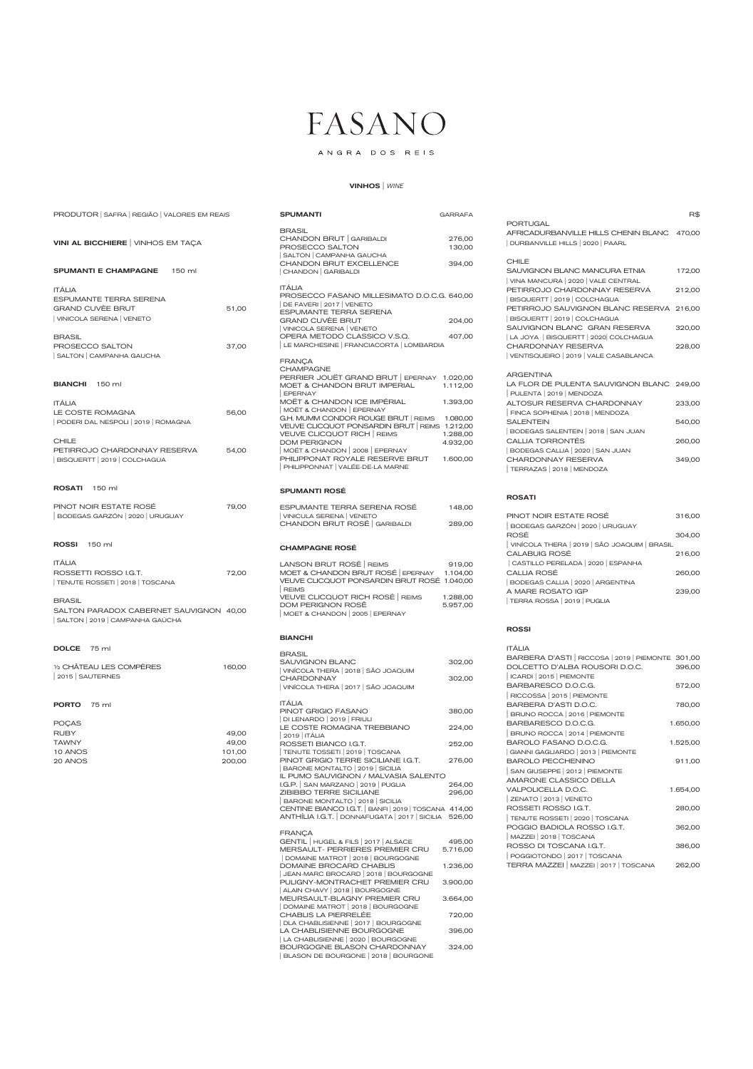# FASANO

ANGRA DOS REIS

**VINHOS** | *WINE*

PRODUTOR | SAFRA | REGIÃO | VALORES EM REAIS

## VINI AL BICCHIERE | VINHOS EM TAÇA

### SPUMANTI E CHAMPAGNE 150 ml

ITÁLIA
ESPUMANTE TERRA SERENA
GRAND CUVÉE BRUT 51,00
| VINICOLA SERENA | VENETO

BRASIL
PROSECCO SALTON 37,00
| SALTON | CAMPANHA GAUCHA

### BIANCHI 150 ml

ITÁLIA
LE COSTE ROMAGNA 56,00
| PODERI DAL NESPOLI | 2019 | ROMAGNA

CHILE
PETIRROJO CHARDONNAY RESERVA 54,00
| BISQUERTT | 2019 | COLCHAGUA

### ROSATI 150 ml

PINOT NOIR ESTATE ROSÉ 79,00
| BODEGAS GARZÓN | 2020 | URUGUAY

### ROSSI 150 ml

ITÁLIA
ROSSETTI ROSSO I.G.T. 72,00
| TENUTE ROSSETI | 2018 | TOSCANA

BRASIL
SALTON PARADOX CABERNET SAUVIGNON 40,00
| SALTON | 2019 | CAMPANHA GAÚCHA

### DOLCE 75 ml

½ CHÂTEAU LES COMPÈRES 160,00
| 2015 | SAUTERNES

### PORTO 75 ml

POÇAS
RUBY 49,00
TAWNY 49,00
10 ANOS 101,00
20 ANOS 200,00

## SPUMANTI — GARRAFA

BRASIL
CHANDON BRUT | GARIBALDI 276,00
PROSECCO SALTON 130,00
| SALTON | CAMPANHA GAUCHA
CHANDON BRUT EXCELLENCE 394,00
| CHANDON | GARIBALDI

ITÁLIA
PROSECCO FASANO MILLESIMATO D.O.C.G. 640,00
| DE FAVERI | 2017 | VENETO
ESPUMANTE TERRA SERENA
GRAND CUVÉE BRUT 204,00
| VINICOLA SERENA | VENETO
OPERA METODO CLASSICO V.S.Q. 407,00
| LE MARCHESINE | FRANCIACORTA | LOMBARDIA

FRANÇA
CHAMPAGNE
PERRIER JOUËT GRAND BRUT | EPERNAY 1.020,00
MOET & CHANDON BRUT IMPERIAL 1.112,00
| EPERNAY
MOËT & CHANDON ICE IMPÉRIAL 1.393,00
| MOËT & CHANDON | EPERNAY
G.H. MUMM CONDOR ROUGE BRUT | REIMS 1.080,00
VEUVE CLICQUOT PONSARDIN BRUT | REIMS 1.212,00
VEUVE CLICQUOT RICH | REIMS 1.288,00
DOM PERIGNON 4.932,00
| MOËT & CHANDON | 2008 | EPERNAY
PHILIPPONAT ROYALE RESERVE BRUT 1.600,00
| PHILIPPONNAT | VALÉE-DE-LA MARNE

### SPUMANTI ROSÉ

ESPUMANTE TERRA SERENA ROSÉ 148,00
| VINICULA SERENA | VENETO
CHANDON BRUT ROSÉ | GARIBALDI 289,00

### CHAMPAGNE ROSÉ

LANSON BRUT ROSÉ | REIMS 919,00
MOET & CHANDON BRUT ROSÉ | EPERNAY 1.104,00
VEUVE CLICQUOT PONSARDIN BRUT ROSÉ 1.040,00
| REIMS
VEUVE CLICQUOT RICH ROSÉ | REIMS 1.288,00
DOM PERIGNON ROSÉ 5.957,00
| MOET & CHANDON | 2005 | EPERNAY

### BIANCHI

BRASIL
SAUVIGNON BLANC 302,00
| VINÍCOLA THERA | 2018 | SÃO JOAQUIM
CHARDONNAY 302,00
| VINÍCOLA THERA | 2017 | SÃO JOAQUIM

ITÁLIA
PINOT GRIGIO FASANO 380,00
| DI LENARDO | 2019 | FRIULI
LE COSTE ROMAGNA TREBBIANO 224,00
| 2019 | ITÁLIA
ROSSETI BIANCO I.G.T. 252,00
| TENUTE TOSSETI | 2019 | TOSCANA
PINOT GRIGIO TERRE SICILIANE I.G.T. 276,00
| BARONE MONTALTO | 2019 | SICILIA
IL PUMO SAUVIGNON / MALVASIA SALENTO
I.G.P. | SAN MARZANO | 2019 | PUGLIA 264,00
ZIBIBBO TERRE SICILIANE 296,00
| BARONE MONTALTO | 2018 | SICILIA
CENTINE BIANCO I.G.T. | BANFI | 2019 | TOSCANA 414,00
ANTHÍLIA I.G.T. | DONNAFUGATA | 2017 | SICILIA 526,00

FRANÇA
GENTIL | HUGEL & FILS | 2017 | ALSACE 495,00
MERSAULT- PERRIERES PREMIER CRU 5.716,00
| DOMAINE MATROT | 2018 | BOURGOGNE
DOMAINE BROCARD CHABLIS 1.236,00
| JEAN-MARC BROCARD | 2018 | BOURGOGNE
PULIGNY-MONTRACHET PREMIER CRU 3.900,00
| ALAIN CHAVY | 2018 | BOURGOGNE
MEURSAULT-BLAGNY PREMIER CRU 3.664,00
| DOMAINE MATROT | 2018 | BOURGOGNE
CHABLIS LA PIERRELÉE 720,00
| DLA CHABLISIENNE | 2017 | BOURGOGNE
LA CHABLISIENNE BOURGOGNE 396,00
| LA CHABLISIENNE | 2020 | BOURGOGNE
BOURGOGNE BLASON CHARDONNAY 324,00
| BLASON DE BOURGONE | 2018 | BOURGONE

R$

PORTUGAL
AFRICADURBANVILLE HILLS CHENIN BLANC 470,00
| DURBANVILLE HILLS | 2020 | PAARL

CHILE
SAUVIGNON BLANC MANCURA ETNIA 172,00
| VINA MANCURA | 2020 | VALE CENTRAL
PETIRROJO CHARDONNAY RESERVA 212,00
| BISQUERTT | 2019 | COLCHAGUA
PETIRROJO SAUVIGNON BLANC RESERVA 216,00
| BISQUERTT | 2019 | COLCHAGUA
SAUVIGNON BLANC GRAN RESERVA 320,00
| LA JOYA | BISQUERTT | 2020| COLCHAGUA
CHARDONNAY RESERVA 228,00
| VENTISQUEIRO | 2019 | VALE CASABLANCA

ARGENTINA
LA FLOR DE PULENTA SAUVIGNON BLANC 249,00
| PULENTA | 2019 | MENDOZA
ALTOSUR RESERVA CHARDONNAY 233,00
| FINCA SOPHENIA | 2018 | MENDOZA
SALENTEIN 540,00
| BODEGAS SALENTEIN | 2018 | SAN JUAN
CALLIA TORRONTÉS 260,00
| BODEGAS CALLIA | 2020 | SAN JUAN
CHARDONNAY RESERVA 349,00
| TERRAZAS | 2018 | MENDOZA

### ROSATI

PINOT NOIR ESTATE ROSÉ 316,00
| BODEGAS GARZÓN | 2020 | URUGUAY
ROSÉ 304,00
| VINÍCOLA THERA | 2019 | SÃO JOAQUIM | BRASIL
CALABUIG ROSÉ 216,00
| CASTILLO PERELADA | 2020 | ESPANHA
CALLIA ROSÉ 260,00
| BODEGAS CALLIA | 2020 | ARGENTINA
A MARE ROSATO IGP 239,00
| TERRA ROSSA | 2019 | PUGLIA

### ROSSI

ITÁLIA
BARBERA D'ASTI | RICCOSA | 2019 | PIEMONTE 301,00
DOLCETTO D'ALBA ROUSORI D.O.C. 396,00
| ICARDI | 2015 | PIEMONTE
BARBARESCO D.O.C.G. 572,00
| RICCOSSA | 2015 | PIEMONTE
BARBERA D'ASTI D.O.C. 780,00
| BRUNO ROCCA | 2016 | PIEMONTE
BARBARESCO D.O.C.G. 1.650,00
| BRUNO ROCCA | 2014 | PIEMONTE
BAROLO FASANO D.O.C.G. 1.525,00
| GIANNI GAGLIARDO | 2013 | PIEMONTE
BAROLO PECCHENINO 911,00
| SAN GIUSEPPE | 2012 | PIEMONTE
AMARONE CLASSICO DELLA
VALPOLICELLA D.O.C. 1.654,00
| ZENATO | 2013 | VENETO
ROSSETI ROSSO I.G.T. 280,00
| TENUTE ROSSETI | 2020 | TOSCANA
POGGIO BADIOLA ROSSO I.G.T. 362,00
| MAZZEI | 2018 | TOSCANA
ROSSO DI TOSCANA I.G.T. 386,00
| POGGIOTONDO | 2017 | TOSCANA
TERRA MAZZEI | MAZZEI | 2017 | TOSCANA 262,00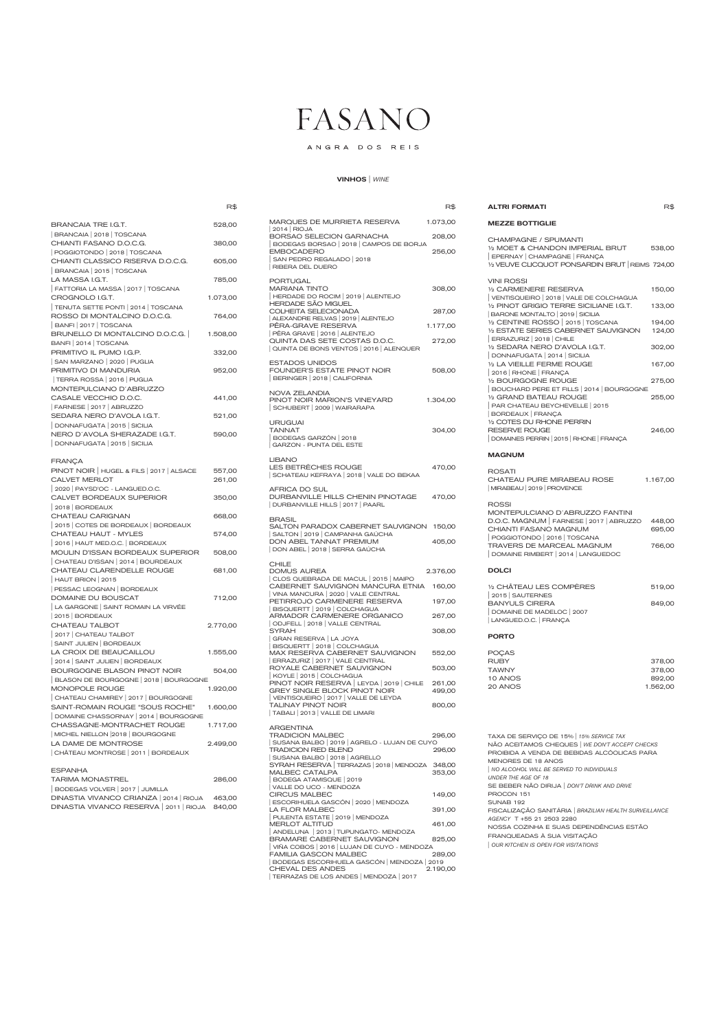# FASANO

ANGRA DOS REIS

**VINHOS** | *WINE*

| | R$ |
|---|---|
| BRANCAIA TRE I.G.T. | 528,00 |
| \| BRANCAIA \| 2018 \| TOSCANA | |
| CHIANTI FASANO D.O.C.G. | 380,00 |
| \| POGGIOTONDO \| 2018 \| TOSCANA | |
| CHIANTI CLASSICO RISERVA D.O.C.G. | 605,00 |
| \| BRANCAIA \| 2015 \| TOSCANA | |
| LA MASSA I.G.T. | 785,00 |
| \| FATTORIA LA MASSA \| 2017 \| TOSCANA | |
| CROGNOLO I.G.T. | 1.073,00 |
| \| TENUTA SETTE PONTI \| 2014 \| TOSCANA | |
| ROSSO DI MONTALCINO D.O.C.G. | 764,00 |
| \| BANFI \| 2017 \| TOSCANA | |
| BRUNELLO DI MONTALCINO D.O.C.G. \| | 1.508,00 |
| BANFI \| 2014 \| TOSCANA | |
| PRIMITIVO IL PUMO I.G.P. | 332,00 |
| \| SAN MARZANO \| 2020 \| PUGLIA | |
| PRIMITIVO DI MANDURIA | 952,00 |
| \| TERRA ROSSA \| 2016 \| PUGLIA | |
| MONTEPULCIANO D'ABRUZZO | |
| CASALE VECCHIO D.O.C. | 441,00 |
| \| FARNESE \| 2017 \| ABRUZZO | |
| SEDARA NERO D'AVOLA I.G.T. | 521,00 |
| \| DONNAFUGATA \| 2015 \| SICILIA | |
| NERO D'AVOLA SHERAZADE I.G.T. | 590,00 |
| \| DONNAFUGATA \| 2015 \| SICILIA | |

FRANÇA

| | |
|---|---|
| PINOT NOIR \| HUGEL & FILS \| 2017 \| ALSACE | 557,00 |
| CALVET MERLOT | 261,00 |
| \| 2020 \| PAYSD'OC - LANGUED.O.C. | |
| CALVET BORDEAUX SUPERIOR | 350,00 |
| \| 2018 \| BORDEAUX | |
| CHATEAU CARIGNAN | 668,00 |
| \| 2015 \| COTES DE BORDEAUX \| BORDEAUX | |
| CHATEAU HAUT - MYLES | 574,00 |
| \| 2016 \| HAUT MED.O.C. \| BORDEAUX | |
| MOULIN D'ISSAN BORDEAUX SUPERIOR | 508,00 |
| \| CHATEAU D'ISSAN \| 2014 \| BOURDEAUX | |
| CHATEAU CLARENDELLE ROUGE | 681,00 |
| \| HAUT BRION \| 2015 | |
| \| PESSAC LEOGNAN \| BORDEAUX | |
| DOMAINE DU BOUSCAT | 712,00 |
| \| LA GARGONE \| SAINT ROMAIN LA VIRVÉE | |
| \| 2015 \| BORDEAUX | |
| CHATEAU TALBOT | 2.770,00 |
| \| 2017 \| CHATEAU TALBOT | |
| \| SAINT JULIEN \| BORDEAUX | |
| LA CROIX DE BEAUCAILLOU | 1.555,00 |
| \| 2014 \| SAINT JULIEN \| BORDEAUX | |
| BOURGOGNE BLASON PINOT NOIR | 504,00 |
| \| BLASON DE BOURGOGNE \| 2018 \| BOURGOGNE | |
| MONOPOLE ROUGE | 1.920,00 |
| \| CHATEAU CHAMIREY \| 2017 \| BOURGOGNE | |
| SAINT-ROMAIN ROUGE "SOUS ROCHE" | 1.600,00 |
| \| DOMAINE CHASSORNAY \| 2014 \| BOURGOGNE | |
| CHASSAGNE-MONTRACHET ROUGE | 1.717,00 |
| \| MICHEL NIELLON \|2018 \| BOURGOGNE | |
| LA DAME DE MONTROSE | 2.499,00 |
| \| CHÂTEAU MONTROSE \| 2011 \| BORDEAUX | |

ESPANHA

| | |
|---|---|
| TARIMA MONASTREL | 286,00 |
| \| BODEGAS VOLVER \| 2017 \| JUMILLA | |
| DINASTIA VIVANCO CRIANZA \| 2014 \| RIOJA | 463,00 |
| DINASTIA VIVANCO RESERVA \| 2011 \| RIOJA | 840,00 |

| | R$ |
|---|---|
| MARQUES DE MURRIETA RESERVA | 1.073,00 |
| \| 2014 \| RIOJA | |
| BORSAO SELECION GARNACHA | 208,00 |
| \| BODEGAS BORSAO \| 2018 \| CAMPOS DE BORJA | |
| EMBOCADERO | 256,00 |
| \| SAN PEDRO REGALADO \| 2018 | |
| \| RIBERA DEL DUERO | |

PORTUGAL

| | |
|---|---|
| MARIANA TINTO | 308,00 |
| \| HERDADE DO ROCIM \| 2019 \| ALENTEJO | |
| HERDADE SÃO MIGUEL | |
| COLHEITA SELECIONADA | 287,00 |
| \| ALEXANDRE RELVAS \| 2019 \| ALENTEJO | |
| PÊRA-GRAVE RESERVA | 1.177,00 |
| \| PÊRA GRAVE \| 2016 \| ALENTEJO | |
| QUINTA DAS SETE COSTAS D.O.C. | 272,00 |
| \| QUINTA DE BONS VENTOS \| 2016 \| ALENQUER | |

ESTADOS UNIDOS

| | |
|---|---|
| FOUNDER'S ESTATE PINOT NOIR | 508,00 |
| \| BERINGER \| 2018 \| CALIFORNIA | |

NOVA ZELANDIA

| | |
|---|---|
| PINOT NOIR MARION'S VINEYARD | 1.304,00 |
| \| SCHUBERT \| 2009 \| WAIRARAPA | |

URUGUAI

| | |
|---|---|
| TANNAT | 304,00 |
| \| BODEGAS GARZÓN \| 2018 | |
| \| GARZON - PUNTA DEL ESTE | |

LIBANO

| | |
|---|---|
| LES BETRÊCHES ROUGE | 470,00 |
| \| SCHATEAU KEFRAYA \| 2018 \| VALE DO BEKAA | |

AFRICA DO SUL

| | |
|---|---|
| DURBANVILLE HILLS CHENIN PINOTAGE | 470,00 |
| \| DURBANVILLE HILLS \| 2017 \| PAARL | |

BRASIL

| | |
|---|---|
| SALTON PARADOX CABERNET SAUVIGNON | 150,00 |
| \| SALTON \| 2019 \| CAMPANHA GAÚCHA | |
| DON ABEL TANNAT PREMIUM | 405,00 |
| \| DON ABEL \| 2018 \| SERRA GAÚCHA | |

CHILE

| | |
|---|---|
| DOMUS AUREA | 2.376,00 |
| \| CLOS QUEBRADA DE MACUL \| 2015 \| MAIPO | |
| CABERNET SAUVIGNON MANCURA ETNIA | 160,00 |
| \| VINA MANCURA \| 2020 \| VALE CENTRAL | |
| PETIRROJO CARMENERE RESERVA | 197,00 |
| \| BISQUERTT \| 2019 \| COLCHAGUA | |
| ARMADOR CARMENERE ORGANICO | 267,00 |
| \| ODJFELL \| 2018 \| VALLE CENTRAL | |
| SYRAH | 308,00 |
| \| GRAN RESERVA \| LA JOYA | |
| \| BISQUERTT \| 2018 \| COLCHAGUA | |
| MAX RESERVA CABERNET SAUVIGNON | 552,00 |
| \| ERRAZURIZ \| 2017 \| VALE CENTRAL | |
| ROYALE CABERNET SAUVIGNON | 503,00 |
| \| KOYLE \| 2015 \| COLCHAGUA | |
| PINOT NOIR RESERVA \| LEYDA \| 2019 \| CHILE | 261,00 |
| GREY SINGLE BLOCK PINOT NOIR | 499,00 |
| \| VENTISQUEIRO \| 2017 \| VALLE DE LEYDA | |
| TALINAY PINOT NOIR | 800,00 |
| \| TABALI \| 2013 \| VALLE DE LIMARI | |

ARGENTINA

| | |
|---|---|
| TRADICION MALBEC | 296,00 |
| \| SUSANA BALBO \| 2019 \| AGRELO - LUJAN DE CUYO | |
| TRADICION RED BLEND | 296,00 |
| \| SUSANA BALBO \| 2018 \| AGRELLO | |
| SYRAH RESERVA \| TERRAZAS \| 2018 \| MENDOZA | 348,00 |
| MALBEC CATALPA | 353,00 |
| \| BODEGA ATAMISQUE \| 2019 | |
| \| VALLE DO UCO - MENDOZA | |
| CIRCUS MALBEC | 149,00 |
| \| ESCORIHUELA GASCÓN \| 2020 \| MENDOZA | |
| LA FLOR MALBEC | 391,00 |
| \| PULENTA ESTATE \| 2019 \| MENDOZA | |
| MERLOT ALTITUD | 461,00 |
| \| ANDELUNA \| 2013 \| TUPUNGATO- MENDOZA | |
| BRAMARE CABERNET SAUVIGNON | 825,00 |
| \| VIÑA COBOS \| 2016 \| LUJAN DE CUYO - MENDOZA | |
| FAMILIA GASCON MALBEC | 289,00 |
| \| BODEGAS ESCORIHUELA GASCÓN \| MENDOZA \| 2019 | |
| CHEVAL DES ANDES | 2.190,00 |
| \| TERRAZAS DE LOS ANDES \| MENDOZA \| 2017 | |

## ALTRI FORMATI

R$

### MEZZE BOTTIGLIE

CHAMPAGNE / SPUMANTI

| | |
|---|---|
| ½ MOET & CHANDON IMPERIAL BRUT | 538,00 |
| \| EPERNAY \| CHAMPAGNE \| FRANÇA | |
| ½ VEUVE CLICQUOT PONSARDIN BRUT \| REIMS | 724,00 |

VINI ROSSI

| | |
|---|---|
| ½ CARMENERE RESERVA | 150,00 |
| \| VENTISQUEIRO \| 2018 \| VALE DE COLCHAGUA | |
| ½ PINOT GRIGIO TERRE SICILIANE I.G.T. | 133,00 |
| \| BARONE MONTALTO \| 2019 \| SICILIA | |
| ½ CENTINE ROSSO \| 2015 \| TOSCANA | 194,00 |
| ½ ESTATE SERIES CABERNET SAUVIGNON | 124,00 |
| \| ERRAZURIZ \| 2018 \| CHILE | |
| ½ SEDARA NERO D'AVOLA I.G.T. | 302,00 |
| \| DONNAFUGATA \| 2014 \| SICILIA | |
| ½ LA VIEILLE FERME ROUGE | 167,00 |
| \| 2016 \| RHONE \| FRANÇA | |
| ½ BOURGOGNE ROUGE | 275,00 |
| \| BOUCHARD PERE ET FILLS \| 2014 \| BOURGOGNE | |
| ½ GRAND BATEAU ROUGE | 255,00 |
| \| PAR CHATEAU BEYCHEVELLE \| 2015 | |
| \| BORDEAUX \| FRANÇA | |
| ½ COTES DU RHONE PERRIN | |
| RESERVE ROUGE | 246,00 |
| \| DOMAINES PERRIN \| 2015 \| RHONE \| FRANÇA | |

### MAGNUM

ROSATI

| | |
|---|---|
| CHATEAU PURE MIRABEAU ROSE | 1.167,00 |
| \| MIRABEAU \| 2019 \| PROVENCE | |

ROSSI

| | |
|---|---|
| MONTEPULCIANO D'ABRUZZO FANTINI | |
| D.O.C. MAGNUM \| FARNESE \| 2017 \| ABRUZZO | 448,00 |
| CHIANTI FASANO MAGNUM | 695,00 |
| \| POGGIOTONDO \| 2016 \| TOSCANA | |
| TRAVERS DE MARCEAL MAGNUM | 766,00 |
| \| DOMAINE RIMBERT \| 2014 \| LANGUEDOC | |

### DOLCI

| | |
|---|---|
| ½ CHÂTEAU LES COMPÈRES | 519,00 |
| \| 2015 \| SAUTERNES | |
| BANYULS CIRERA | 849,00 |
| \| DOMAINE DE MADELOC \| 2007 | |
| \| LANGUED.O.C. \| FRANÇA | |

### PORTO

POÇAS

| | |
|---|---|
| RUBY | 378,00 |
| TAWNY | 378,00 |
| 10 ANOS | 892,00 |
| 20 ANOS | 1.562,00 |

TAXA DE SERVIÇO DE 15% | *15% SERVICE TAX*
NÃO ACEITAMOS CHEQUES | *WE DON'T ACCEPT CHECKS*
PROIBIDA A VENDA DE BEBIDAS ALCÓOLICAS PARA MENORES DE 18 ANOS
| *NO ALCOHOL WILL BE SERVED TO INDIVIDUALS UNDER THE AGE OF 18*
SE BEBER NÃO DIRIJA | *DON'T DRINK AND DRIVE*
PROCON 151
SUNAB 192
FISCALIZAÇÃO SANITÁRIA | *BRAZILIAN HEALTH SURVEILLANCE AGENCY* T +55 21 2503 2280
NOSSA COZINHA E SUAS DEPENDÊNCIAS ESTÃO FRANQUEADAS À SUA VISITAÇÃO
| *OUR KITCHEN IS OPEN FOR VISITATIONS*